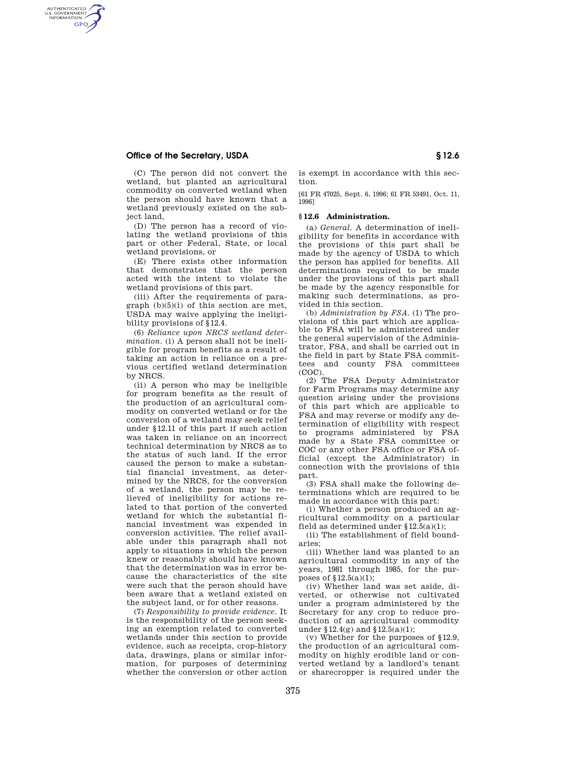(C) The person did not convert the wetland, but planted an agricultural commodity on converted wetland when the person should have known that a wetland previously existed on the subject land,

(D) The person has a record of violating the wetland provisions of this part or other Federal, State, or local wetland provisions, or

(E) There exists other information that demonstrates that the person acted with the intent to violate the wetland provisions of this part.

(iii) After the requirements of paragraph (b)(5)(i) of this section are met, USDA may waive applying the ineligibility provisions of §12.4.

(6) *Reliance upon NRCS wetland determination*. (i) A person shall not be ineligible for program benefits as a result of taking an action in reliance on a previous certified wetland determination by NRCS.

(ii) A person who may be ineligible for program benefits as the result of the production of an agricultural commodity on converted wetland or for the conversion of a wetland may seek relief under §12.11 of this part if such action was taken in reliance on an incorrect technical determination by NRCS as to the status of such land. If the error caused the person to make a substantial financial investment, as determined by the NRCS, for the conversion of a wetland, the person may be relieved of ineligibility for actions related to that portion of the converted wetland for which the substantial financial investment was expended in conversion activities. The relief available under this paragraph shall not apply to situations in which the person knew or reasonably should have known that the determination was in error because the characteristics of the site were such that the person should have been aware that a wetland existed on the subject land, or for other reasons.

(7) *Responsibility to provide evidence*. It is the responsibility of the person seeking an exemption related to converted wetlands under this section to provide evidence, such as receipts, crop-history data, drawings, plans or similar information, for purposes of determining whether the conversion or other action is exempt in accordance with this section.

[61 FR 47025, Sept. 6, 1996; 61 FR 53491, Oct. 11, 1996]

## § 12.6 Administration.

(a) *General*. A determination of ineligibility for benefits in accordance with the provisions of this part shall be made by the agency of USDA to which the person has applied for benefits. All determinations required to be made under the provisions of this part shall be made by the agency responsible for making such determinations, as provided in this section.

(b) *Administration by FSA*. (1) The provisions of this part which are applicable to FSA will be administered under the general supervision of the Administrator, FSA, and shall be carried out in the field in part by State FSA committees and county FSA committees (COC).

(2) The FSA Deputy Administrator for Farm Programs may determine any question arising under the provisions of this part which are applicable to FSA and may reverse or modify any determination of eligibility with respect to programs administered by FSA made by a State FSA committee or COC or any other FSA office or FSA official (except the Administrator) in connection with the provisions of this part.

(3) FSA shall make the following determinations which are required to be made in accordance with this part:

(i) Whether a person produced an agricultural commodity on a particular field as determined under §12.5(a)(1);

(ii) The establishment of field boundaries;

(iii) Whether land was planted to an agricultural commodity in any of the years, 1981 through 1985, for the purposes of §12.5(a)(1);

(iv) Whether land was set aside, diverted, or otherwise not cultivated under a program administered by the Secretary for any crop to reduce production of an agricultural commodity under §12.4(g) and §12.5(a)(1);

(v) Whether for the purposes of §12.9, the production of an agricultural commodity on highly erodible land or converted wetland by a landlord's tenant or sharecropper is required under the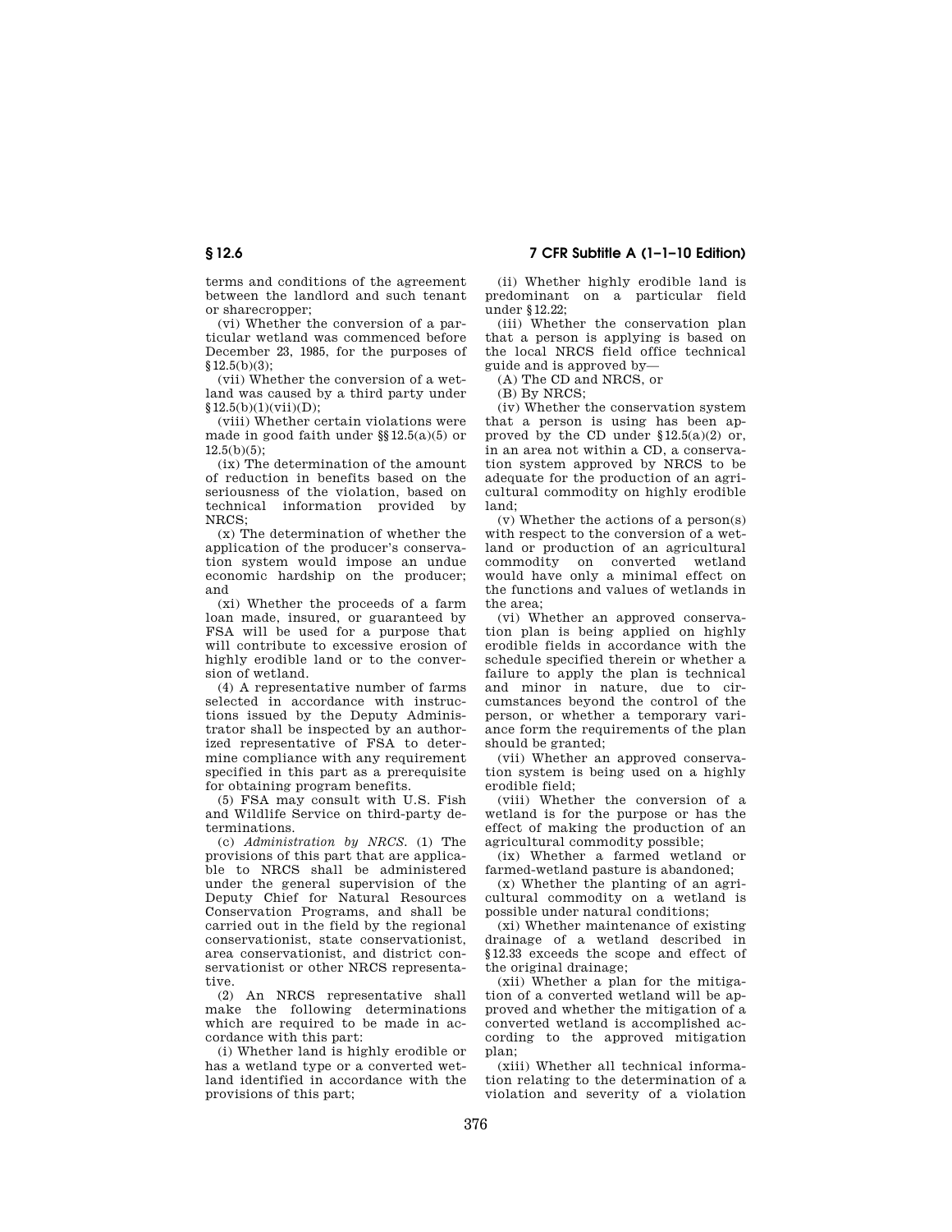terms and conditions of the agreement between the landlord and such tenant or sharecropper;

(vi) Whether the conversion of a particular wetland was commenced before December 23, 1985, for the purposes of §12.5(b)(3);

(vii) Whether the conversion of a wetland was caused by a third party under §12.5(b)(1)(vii)(D);

(viii) Whether certain violations were made in good faith under §§12.5(a)(5) or 12.5(b)(5);

(ix) The determination of the amount of reduction in benefits based on the seriousness of the violation, based on technical information provided by NRCS;

(x) The determination of whether the application of the producer's conservation system would impose an undue economic hardship on the producer; and

(xi) Whether the proceeds of a farm loan made, insured, or guaranteed by FSA will be used for a purpose that will contribute to excessive erosion of highly erodible land or to the conversion of wetland.

(4) A representative number of farms selected in accordance with instructions issued by the Deputy Administrator shall be inspected by an authorized representative of FSA to determine compliance with any requirement specified in this part as a prerequisite for obtaining program benefits.

(5) FSA may consult with U.S. Fish and Wildlife Service on third-party determinations.

(c) *Administration by NRCS.* (1) The provisions of this part that are applicable to NRCS shall be administered under the general supervision of the Deputy Chief for Natural Resources Conservation Programs, and shall be carried out in the field by the regional conservationist, state conservationist, area conservationist, and district conservationist or other NRCS representative.

(2) An NRCS representative shall make the following determinations which are required to be made in accordance with this part:

(i) Whether land is highly erodible or has a wetland type or a converted wetland identified in accordance with the provisions of this part;

(ii) Whether highly erodible land is predominant on a particular field under §12.22;

(iii) Whether the conservation plan that a person is applying is based on the local NRCS field office technical guide and is approved by—

(A) The CD and NRCS, or

(B) By NRCS;

(iv) Whether the conservation system that a person is using has been approved by the CD under §12.5(a)(2) or, in an area not within a CD, a conservation system approved by NRCS to be adequate for the production of an agricultural commodity on highly erodible land;

(v) Whether the actions of a person(s) with respect to the conversion of a wetland or production of an agricultural commodity on converted wetland would have only a minimal effect on the functions and values of wetlands in the area;

(vi) Whether an approved conservation plan is being applied on highly erodible fields in accordance with the schedule specified therein or whether a failure to apply the plan is technical and minor in nature, due to circumstances beyond the control of the person, or whether a temporary variance form the requirements of the plan should be granted;

(vii) Whether an approved conservation system is being used on a highly erodible field;

(viii) Whether the conversion of a wetland is for the purpose or has the effect of making the production of an agricultural commodity possible;

(ix) Whether a farmed wetland or farmed-wetland pasture is abandoned;

(x) Whether the planting of an agricultural commodity on a wetland is possible under natural conditions;

(xi) Whether maintenance of existing drainage of a wetland described in §12.33 exceeds the scope and effect of the original drainage;

(xii) Whether a plan for the mitigation of a converted wetland will be approved and whether the mitigation of a converted wetland is accomplished according to the approved mitigation plan;

(xiii) Whether all technical information relating to the determination of a violation and severity of a violation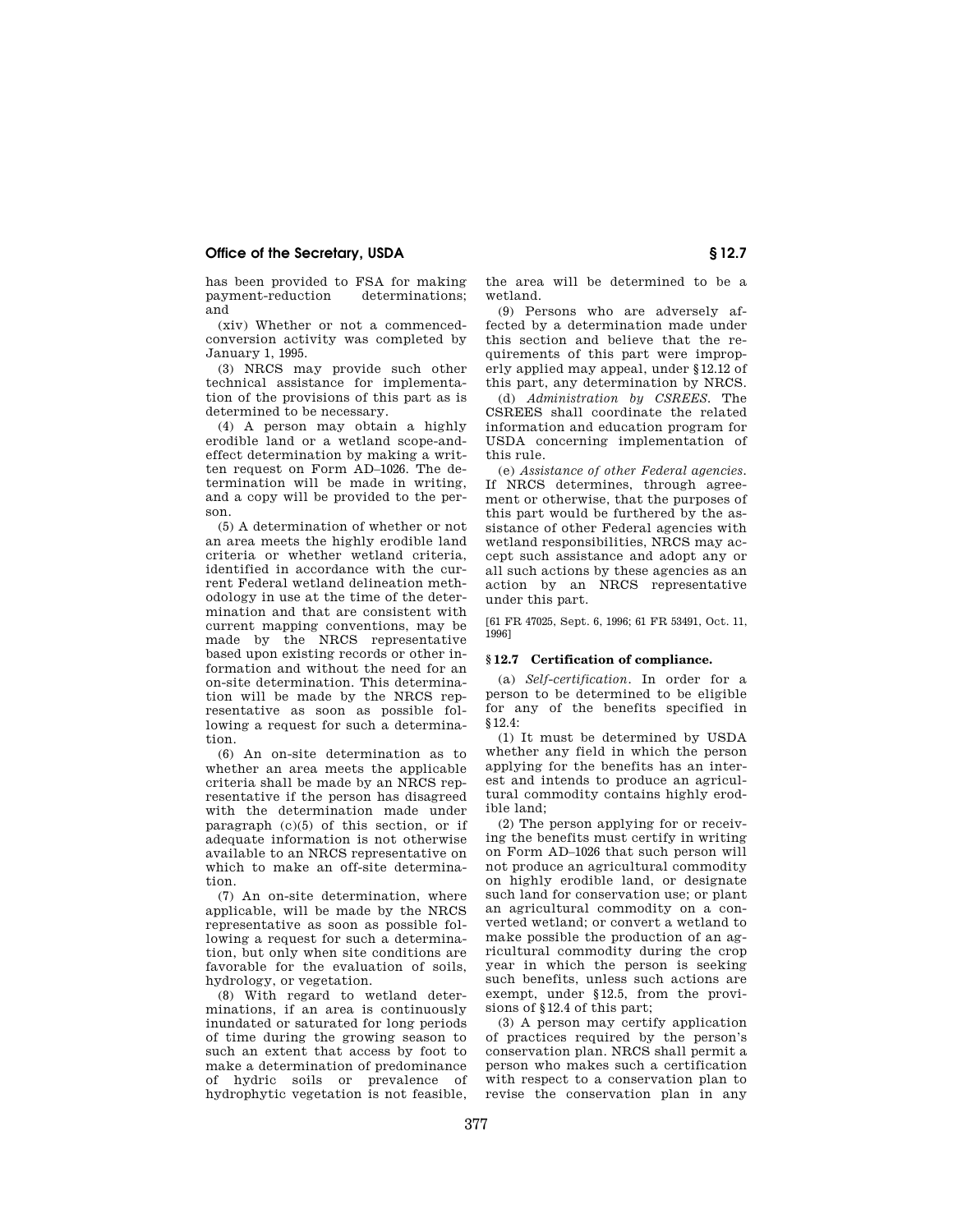has been provided to FSA for making payment-reduction determinations; and

(xiv) Whether or not a commenced-conversion activity was completed by January 1, 1995.

(3) NRCS may provide such other technical assistance for implementation of the provisions of this part as is determined to be necessary.

(4) A person may obtain a highly erodible land or a wetland scope-and-effect determination by making a written request on Form AD–1026. The determination will be made in writing, and a copy will be provided to the person.

(5) A determination of whether or not an area meets the highly erodible land criteria or whether wetland criteria, identified in accordance with the current Federal wetland delineation methodology in use at the time of the determination and that are consistent with current mapping conventions, may be made by the NRCS representative based upon existing records or other information and without the need for an on-site determination. This determination will be made by the NRCS representative as soon as possible following a request for such a determination.

(6) An on-site determination as to whether an area meets the applicable criteria shall be made by an NRCS representative if the person has disagreed with the determination made under paragraph (c)(5) of this section, or if adequate information is not otherwise available to an NRCS representative on which to make an off-site determination.

(7) An on-site determination, where applicable, will be made by the NRCS representative as soon as possible following a request for such a determination, but only when site conditions are favorable for the evaluation of soils, hydrology, or vegetation.

(8) With regard to wetland determinations, if an area is continuously inundated or saturated for long periods of time during the growing season to such an extent that access by foot to make a determination of predominance of hydric soils or prevalence of hydrophytic vegetation is not feasible, the area will be determined to be a wetland.

(9) Persons who are adversely affected by a determination made under this section and believe that the requirements of this part were improperly applied may appeal, under §12.12 of this part, any determination by NRCS.

(d) *Administration by CSREES.* The CSREES shall coordinate the related information and education program for USDA concerning implementation of this rule.

(e) *Assistance of other Federal agencies.* If NRCS determines, through agreement or otherwise, that the purposes of this part would be furthered by the assistance of other Federal agencies with wetland responsibilities, NRCS may accept such assistance and adopt any or all such actions by these agencies as an action by an NRCS representative under this part.

[61 FR 47025, Sept. 6, 1996; 61 FR 53491, Oct. 11, 1996]

### § 12.7 Certification of compliance.

(a) *Self-certification.* In order for a person to be determined to be eligible for any of the benefits specified in §12.4:

(1) It must be determined by USDA whether any field in which the person applying for the benefits has an interest and intends to produce an agricultural commodity contains highly erodible land;

(2) The person applying for or receiving the benefits must certify in writing on Form AD–1026 that such person will not produce an agricultural commodity on highly erodible land, or designate such land for conservation use; or plant an agricultural commodity on a converted wetland; or convert a wetland to make possible the production of an agricultural commodity during the crop year in which the person is seeking such benefits, unless such actions are exempt, under §12.5, from the provisions of §12.4 of this part;

(3) A person may certify application of practices required by the person's conservation plan. NRCS shall permit a person who makes such a certification with respect to a conservation plan to revise the conservation plan in any